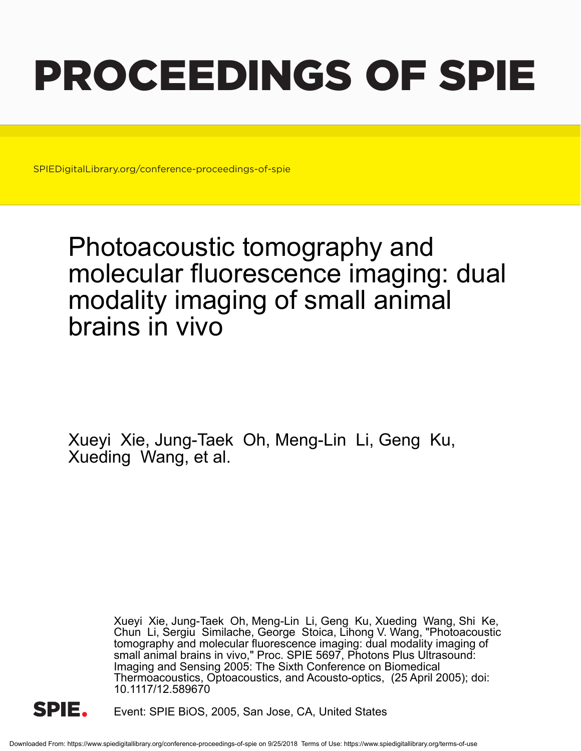# PROCEEDINGS OF SPIE

SPIEDigitalLibrary.org/conference-proceedings-of-spie

## Photoacoustic tomography and molecular fluorescence imaging: dual modality imaging of small animal brains in vivo

Xueyi Xie, Jung-Taek Oh, Meng-Lin Li, Geng Ku, Xueding Wang, et al.

Xueyi Xie, Jung-Taek Oh, Meng-Lin Li, Geng Ku, Xueding Wang, Shi Ke, Chun Li, Sergiu Similache, George Stoica, Lihong V. Wang, "Photoacoustic tomography and molecular fluorescence imaging: dual modality imaging of small animal brains in vivo," Proc. SPIE 5697, Photons Plus Ultrasound: Imaging and Sensing 2005: The Sixth Conference on Biomedical Thermoacoustics, Optoacoustics, and Acousto-optics, (25 April 2005); doi: 10.1117/12.589670

Event: SPIE BiOS, 2005, San Jose, CA, United States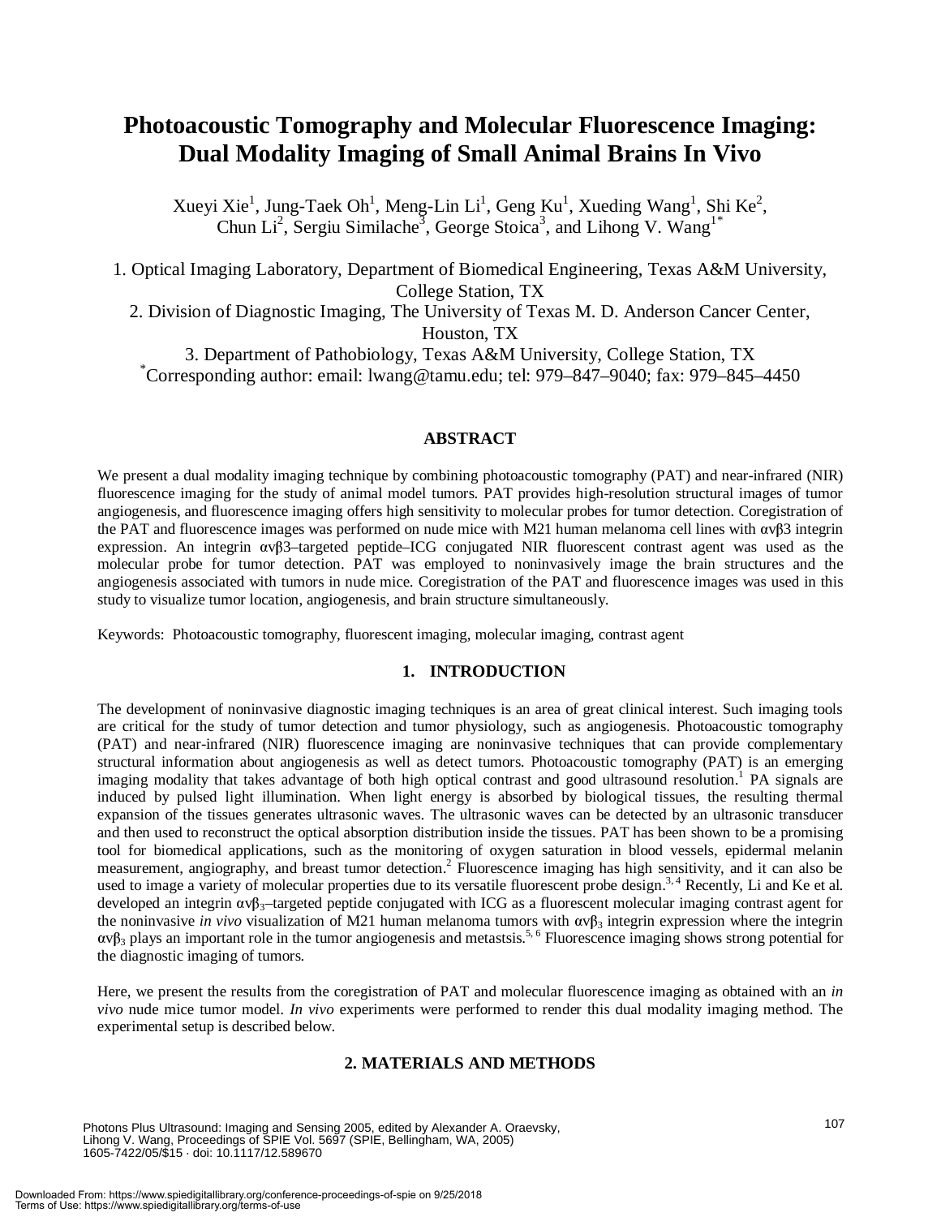# Photoacoustic Tomography and Molecular Fluorescence Imaging: Dual Modality Imaging of Small Animal Brains In Vivo

Xueyi Xie[1], Jung-Taek Oh[1], Meng-Lin Li[1], Geng Ku[1], Xueding Wang[1], Shi Ke[2], Chun Li[2], Sergiu Similache[3], George Stoica[3], and Lihong V. Wang[1*]

1. Optical Imaging Laboratory, Department of Biomedical Engineering, Texas A&M University, College Station, TX
2. Division of Diagnostic Imaging, The University of Texas M. D. Anderson Cancer Center, Houston, TX
3. Department of Pathobiology, Texas A&M University, College Station, TX

[*]Corresponding author: email: lwang@tamu.edu; tel: 979–847–9040; fax: 979–845–4450

## ABSTRACT

We present a dual modality imaging technique by combining photoacoustic tomography (PAT) and near-infrared (NIR) fluorescence imaging for the study of animal model tumors. PAT provides high-resolution structural images of tumor angiogenesis, and fluorescence imaging offers high sensitivity to molecular probes for tumor detection. Coregistration of the PAT and fluorescence images was performed on nude mice with M21 human melanoma cell lines with $\alpha v\beta 3$ integrin expression. An integrin $\alpha v\beta 3$–targeted peptide–ICG conjugated NIR fluorescent contrast agent was used as the molecular probe for tumor detection. PAT was employed to noninvasively image the brain structures and the angiogenesis associated with tumors in nude mice. Coregistration of the PAT and fluorescence images was used in this study to visualize tumor location, angiogenesis, and brain structure simultaneously.

Keywords: Photoacoustic tomography, fluorescent imaging, molecular imaging, contrast agent

## 1. INTRODUCTION

The development of noninvasive diagnostic imaging techniques is an area of great clinical interest. Such imaging tools are critical for the study of tumor detection and tumor physiology, such as angiogenesis. Photoacoustic tomography (PAT) and near-infrared (NIR) fluorescence imaging are noninvasive techniques that can provide complementary structural information about angiogenesis as well as detect tumors. Photoacoustic tomography (PAT) is an emerging imaging modality that takes advantage of both high optical contrast and good ultrasound resolution.[1] PA signals are induced by pulsed light illumination. When light energy is absorbed by biological tissues, the resulting thermal expansion of the tissues generates ultrasonic waves. The ultrasonic waves can be detected by an ultrasonic transducer and then used to reconstruct the optical absorption distribution inside the tissues. PAT has been shown to be a promising tool for biomedical applications, such as the monitoring of oxygen saturation in blood vessels, epidermal melanin measurement, angiography, and breast tumor detection.[2] Fluorescence imaging has high sensitivity, and it can also be used to image a variety of molecular properties due to its versatile fluorescent probe design.[3, 4] Recently, Li and Ke et al. developed an integrin $\alpha v\beta_3$–targeted peptide conjugated with ICG as a fluorescent molecular imaging contrast agent for the noninvasive *in vivo* visualization of M21 human melanoma tumors with $\alpha v\beta_3$ integrin expression where the integrin $\alpha v\beta_3$ plays an important role in the tumor angiogenesis and metastsis.[5, 6] Fluorescence imaging shows strong potential for the diagnostic imaging of tumors.

Here, we present the results from the coregistration of PAT and molecular fluorescence imaging as obtained with an *in vivo* nude mice tumor model. *In vivo* experiments were performed to render this dual modality imaging method. The experimental setup is described below.

## 2. MATERIALS AND METHODS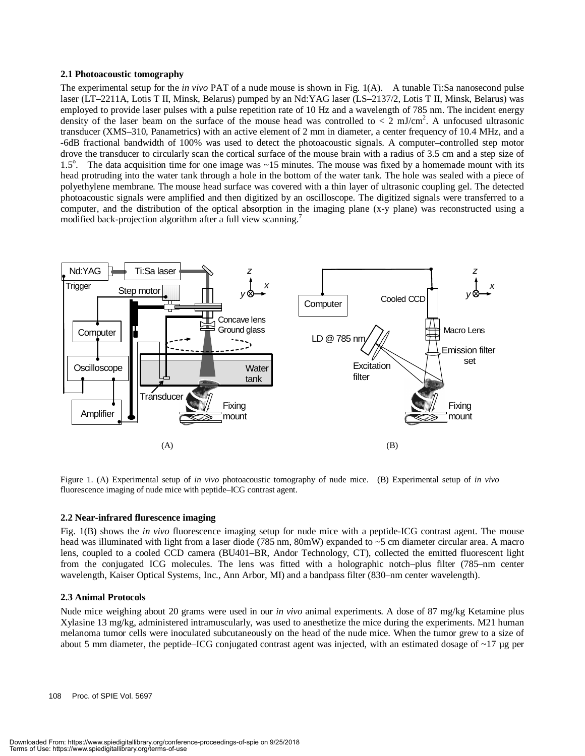### 2.1 Photoacoustic tomography

The experimental setup for the *in vivo* PAT of a nude mouse is shown in Fig. 1(A). A tunable Ti:Sa nanosecond pulse laser (LT–2211A, Lotis T II, Minsk, Belarus) pumped by an Nd:YAG laser (LS–2137/2, Lotis T II, Minsk, Belarus) was employed to provide laser pulses with a pulse repetition rate of 10 Hz and a wavelength of 785 nm. The incident energy density of the laser beam on the surface of the mouse head was controlled to < 2 mJ/cm$^2$. A unfocused ultrasonic transducer (XMS–310, Panametrics) with an active element of 2 mm in diameter, a center frequency of 10.4 MHz, and a -6dB fractional bandwidth of 100% was used to detect the photoacoustic signals. A computer–controlled step motor drove the transducer to circularly scan the cortical surface of the mouse brain with a radius of 3.5 cm and a step size of 1.5$^o$. The data acquisition time for one image was ~15 minutes. The mouse was fixed by a homemade mount with its head protruding into the water tank through a hole in the bottom of the water tank. The hole was sealed with a piece of polyethylene membrane. The mouse head surface was covered with a thin layer of ultrasonic coupling gel. The detected photoacoustic signals were amplified and then digitized by an oscilloscope. The digitized signals were transferred to a computer, and the distribution of the optical absorption in the imaging plane (x-y plane) was reconstructed using a modified back-projection algorithm after a full view scanning.[7]

Figure 1. (A) Experimental setup of *in vivo* photoacoustic tomography of nude mice. (B) Experimental setup of *in vivo* fluorescence imaging of nude mice with peptide–ICG contrast agent.

### 2.2 Near-infrared flurescence imaging

Fig. 1(B) shows the *in vivo* fluorescence imaging setup for nude mice with a peptide-ICG contrast agent. The mouse head was illuminated with light from a laser diode (785 nm, 80mW) expanded to ~5 cm diameter circular area. A macro lens, coupled to a cooled CCD camera (BU401–BR, Andor Technology, CT), collected the emitted fluorescent light from the conjugated ICG molecules. The lens was fitted with a holographic notch–plus filter (785–nm center wavelength, Kaiser Optical Systems, Inc., Ann Arbor, MI) and a bandpass filter (830–nm center wavelength).

### 2.3 Animal Protocols

Nude mice weighing about 20 grams were used in our *in vivo* animal experiments. A dose of 87 mg/kg Ketamine plus Xylasine 13 mg/kg, administered intramuscularly, was used to anesthetize the mice during the experiments. M21 human melanoma tumor cells were inoculated subcutaneously on the head of the nude mice. When the tumor grew to a size of about 5 mm diameter, the peptide–ICG conjugated contrast agent was injected, with an estimated dosage of ~17 µg per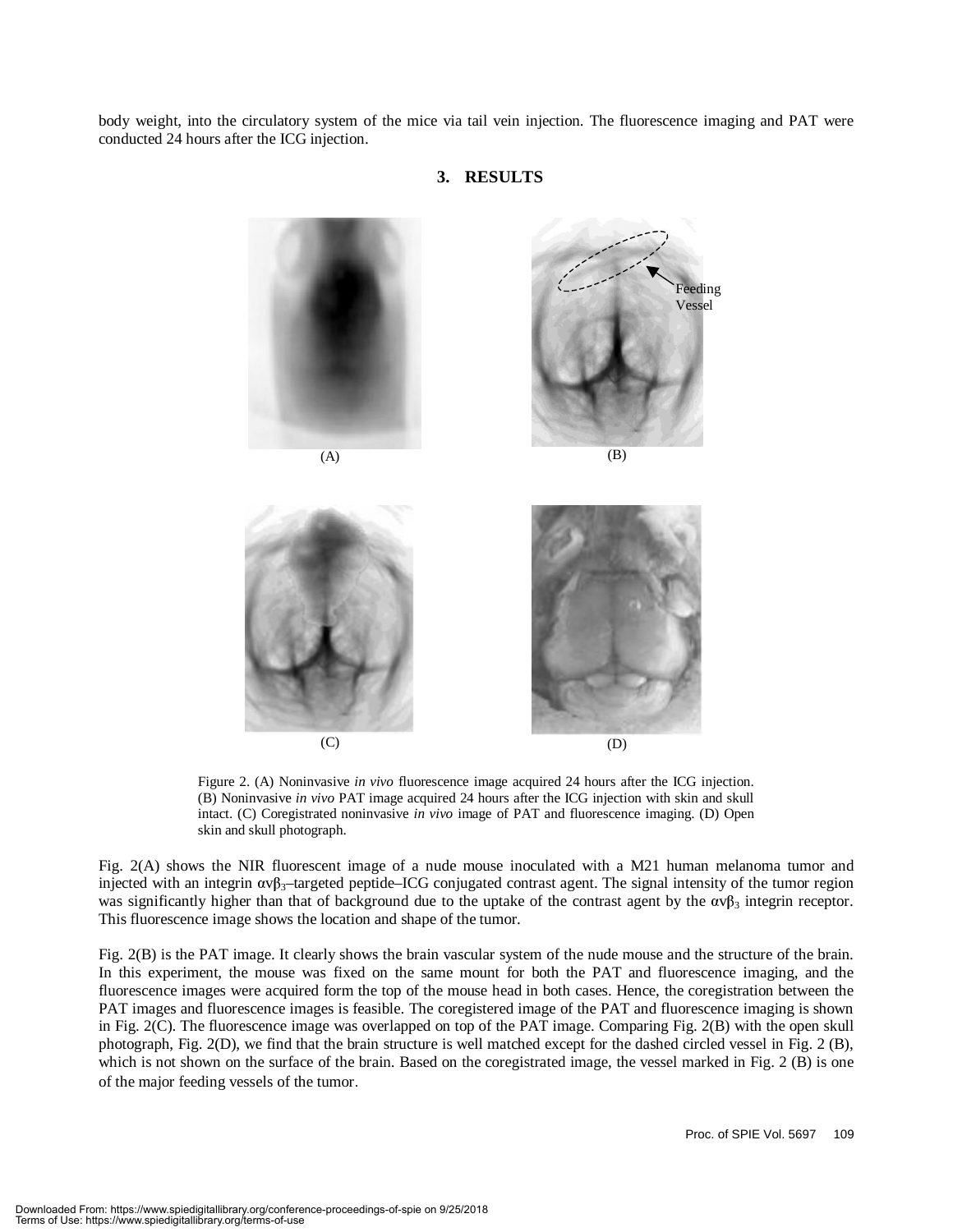body weight, into the circulatory system of the mice via tail vein injection. The fluorescence imaging and PAT were conducted 24 hours after the ICG injection.

## 3. RESULTS

Figure 2. (A) Noninvasive *in vivo* fluorescence image acquired 24 hours after the ICG injection. (B) Noninvasive *in vivo* PAT image acquired 24 hours after the ICG injection with skin and skull intact. (C) Coregistrated noninvasive *in vivo* image of PAT and fluorescence imaging. (D) Open skin and skull photograph.

Fig. 2(A) shows the NIR fluorescent image of a nude mouse inoculated with a M21 human melanoma tumor and injected with an integrin $\alpha v\beta_3$–targeted peptide–ICG conjugated contrast agent. The signal intensity of the tumor region was significantly higher than that of background due to the uptake of the contrast agent by the $\alpha v\beta_3$ integrin receptor. This fluorescence image shows the location and shape of the tumor.

Fig. 2(B) is the PAT image. It clearly shows the brain vascular system of the nude mouse and the structure of the brain. In this experiment, the mouse was fixed on the same mount for both the PAT and fluorescence imaging, and the fluorescence images were acquired form the top of the mouse head in both cases. Hence, the coregistration between the PAT images and fluorescence images is feasible. The coregistered image of the PAT and fluorescence imaging is shown in Fig. 2(C). The fluorescence image was overlapped on top of the PAT image. Comparing Fig. 2(B) with the open skull photograph, Fig. 2(D), we find that the brain structure is well matched except for the dashed circled vessel in Fig. 2 (B), which is not shown on the surface of the brain. Based on the coregistrated image, the vessel marked in Fig. 2 (B) is one of the major feeding vessels of the tumor.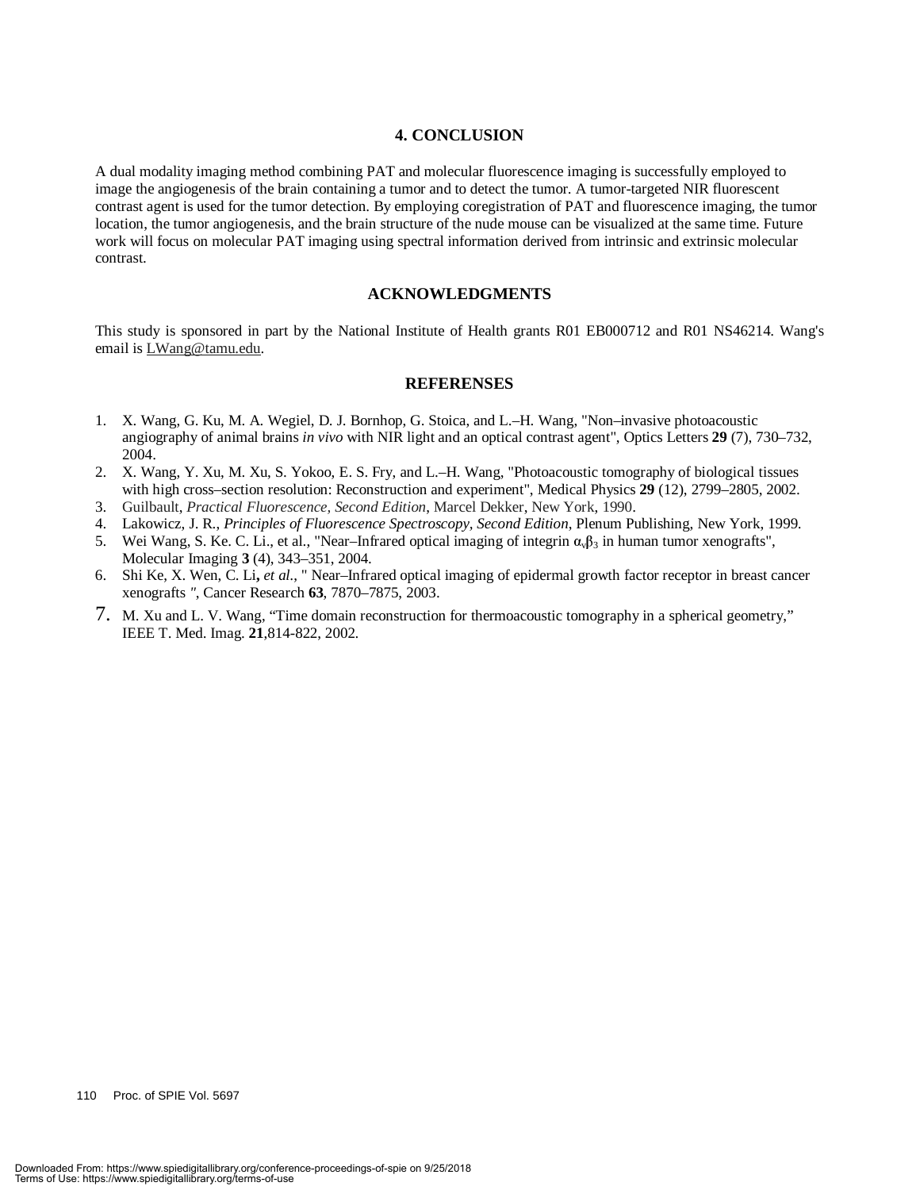## 4. CONCLUSION

A dual modality imaging method combining PAT and molecular fluorescence imaging is successfully employed to image the angiogenesis of the brain containing a tumor and to detect the tumor. A tumor-targeted NIR fluorescent contrast agent is used for the tumor detection. By employing coregistration of PAT and fluorescence imaging, the tumor location, the tumor angiogenesis, and the brain structure of the nude mouse can be visualized at the same time. Future work will focus on molecular PAT imaging using spectral information derived from intrinsic and extrinsic molecular contrast.

## ACKNOWLEDGMENTS

This study is sponsored in part by the National Institute of Health grants R01 EB000712 and R01 NS46214. Wang's email is LWang@tamu.edu.

## REFERENSES

1. X. Wang, G. Ku, M. A. Wegiel, D. J. Bornhop, G. Stoica, and L.–H. Wang, "Non–invasive photoacoustic angiography of animal brains *in vivo* with NIR light and an optical contrast agent", Optics Letters **29** (7), 730–732, 2004.
2. X. Wang, Y. Xu, M. Xu, S. Yokoo, E. S. Fry, and L.–H. Wang, "Photoacoustic tomography of biological tissues with high cross–section resolution: Reconstruction and experiment", Medical Physics **29** (12), 2799–2805, 2002.
3. Guilbault, *Practical Fluorescence, Second Edition*, Marcel Dekker, New York, 1990.
4. Lakowicz, J. R., *Principles of Fluorescence Spectroscopy, Second Edition*, Plenum Publishing, New York, 1999.
5. Wei Wang, S. Ke. C. Li., et al., "Near–Infrared optical imaging of integrin $\alpha_v\beta_3$ in human tumor xenografts", Molecular Imaging **3** (4), 343–351, 2004.
6. Shi Ke, X. Wen, C. Li**,** *et al*., " Near–Infrared optical imaging of epidermal growth factor receptor in breast cancer xenografts ", Cancer Research **63**, 7870–7875, 2003.
7. M. Xu and L. V. Wang, "Time domain reconstruction for thermoacoustic tomography in a spherical geometry," IEEE T. Med. Imag. **21**,814-822, 2002.